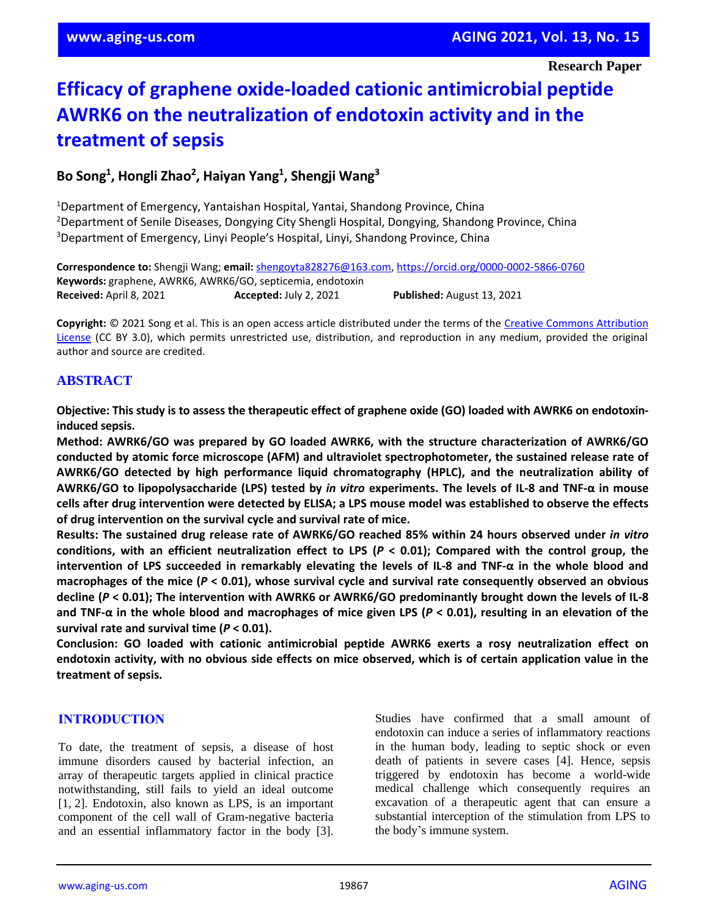Research Paper

# Efficacy of graphene oxide-loaded cationic antimicrobial peptide AWRK6 on the neutralization of endotoxin activity and in the treatment of sepsis

**Bo Song[1], Hongli Zhao[2], Haiyan Yang[1], Shengji Wang[3]**

[1]Department of Emergency, Yantaishan Hospital, Yantai, Shandong Province, China
[2]Department of Senile Diseases, Dongying City Shengli Hospital, Dongying, Shandong Province, China
[3]Department of Emergency, Linyi People's Hospital, Linyi, Shandong Province, China

**Correspondence to:** Shengji Wang; **email:** shengoyta828276@163.com, https://orcid.org/0000-0002-5866-0760
**Keywords:** graphene, AWRK6, AWRK6/GO, septicemia, endotoxin
**Received:** April 8, 2021 **Accepted:** July 2, 2021 **Published:** August 13, 2021

**Copyright:** © 2021 Song et al. This is an open access article distributed under the terms of the Creative Commons Attribution License (CC BY 3.0), which permits unrestricted use, distribution, and reproduction in any medium, provided the original author and source are credited.

## ABSTRACT

**Objective: This study is to assess the therapeutic effect of graphene oxide (GO) loaded with AWRK6 on endotoxin-induced sepsis.**

**Method: AWRK6/GO was prepared by GO loaded AWRK6, with the structure characterization of AWRK6/GO conducted by atomic force microscope (AFM) and ultraviolet spectrophotometer, the sustained release rate of AWRK6/GO detected by high performance liquid chromatography (HPLC), and the neutralization ability of AWRK6/GO to lipopolysaccharide (LPS) tested by *in vitro* experiments. The levels of IL-8 and TNF-α in mouse cells after drug intervention were detected by ELISA; a LPS mouse model was established to observe the effects of drug intervention on the survival cycle and survival rate of mice.**

**Results: The sustained drug release rate of AWRK6/GO reached 85% within 24 hours observed under *in vitro* conditions, with an efficient neutralization effect to LPS ($P$ < 0.01); Compared with the control group, the intervention of LPS succeeded in remarkably elevating the levels of IL-8 and TNF-α in the whole blood and macrophages of the mice ($P$ < 0.01), whose survival cycle and survival rate consequently observed an obvious decline ($P$ < 0.01); The intervention with AWRK6 or AWRK6/GO predominantly brought down the levels of IL-8 and TNF-α in the whole blood and macrophages of mice given LPS ($P$ < 0.01), resulting in an elevation of the survival rate and survival time ($P$ < 0.01).**

**Conclusion: GO loaded with cationic antimicrobial peptide AWRK6 exerts a rosy neutralization effect on endotoxin activity, with no obvious side effects on mice observed, which is of certain application value in the treatment of sepsis.**

## INTRODUCTION

To date, the treatment of sepsis, a disease of host immune disorders caused by bacterial infection, an array of therapeutic targets applied in clinical practice notwithstanding, still fails to yield an ideal outcome [1, 2]. Endotoxin, also known as LPS, is an important component of the cell wall of Gram-negative bacteria and an essential inflammatory factor in the body [3]. Studies have confirmed that a small amount of endotoxin can induce a series of inflammatory reactions in the human body, leading to septic shock or even death of patients in severe cases [4]. Hence, sepsis triggered by endotoxin has become a world-wide medical challenge which consequently requires an excavation of a therapeutic agent that can ensure a substantial interception of the stimulation from LPS to the body's immune system.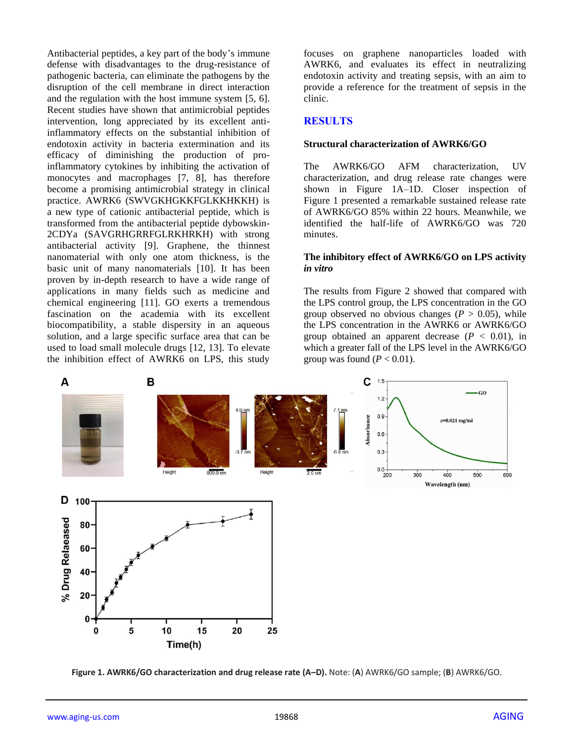Antibacterial peptides, a key part of the body's immune defense with disadvantages to the drug-resistance of pathogenic bacteria, can eliminate the pathogens by the disruption of the cell membrane in direct interaction and the regulation with the host immune system [5, 6]. Recent studies have shown that antimicrobial peptides intervention, long appreciated by its excellent anti-inflammatory effects on the substantial inhibition of endotoxin activity in bacteria extermination and its efficacy of diminishing the production of pro-inflammatory cytokines by inhibiting the activation of monocytes and macrophages [7, 8], has therefore become a promising antimicrobial strategy in clinical practice. AWRK6 (SWVGKHGKKFGLKKHKKH) is a new type of cationic antibacterial peptide, which is transformed from the antibacterial peptide dybowskin-2CDYa (SAVGRHGRRFGLRKHRKH) with strong antibacterial activity [9]. Graphene, the thinnest nanomaterial with only one atom thickness, is the basic unit of many nanomaterials [10]. It has been proven by in-depth research to have a wide range of applications in many fields such as medicine and chemical engineering [11]. GO exerts a tremendous fascination on the academia with its excellent biocompatibility, a stable dispersity in an aqueous solution, and a large specific surface area that can be used to load small molecule drugs [12, 13]. To elevate the inhibition effect of AWRK6 on LPS, this study focuses on graphene nanoparticles loaded with AWRK6, and evaluates its effect in neutralizing endotoxin activity and treating sepsis, with an aim to provide a reference for the treatment of sepsis in the clinic.

## RESULTS

### Structural characterization of AWRK6/GO

The AWRK6/GO AFM characterization, UV characterization, and drug release rate changes were shown in Figure 1A–1D. Closer inspection of Figure 1 presented a remarkable sustained release rate of AWRK6/GO 85% within 22 hours. Meanwhile, we identified the half-life of AWRK6/GO was 720 minutes.

### The inhibitory effect of AWRK6/GO on LPS activity *in vitro*

The results from Figure 2 showed that compared with the LPS control group, the LPS concentration in the GO group observed no obvious changes ($P > 0.05$), while the LPS concentration in the AWRK6 or AWRK6/GO group obtained an apparent decrease ($P < 0.01$), in which a greater fall of the LPS level in the AWRK6/GO group was found ($P < 0.01$).

**Figure 1. AWRK6/GO characterization and drug release rate (A–D).** Note: (**A**) AWRK6/GO sample; (**B**) AWRK6/GO.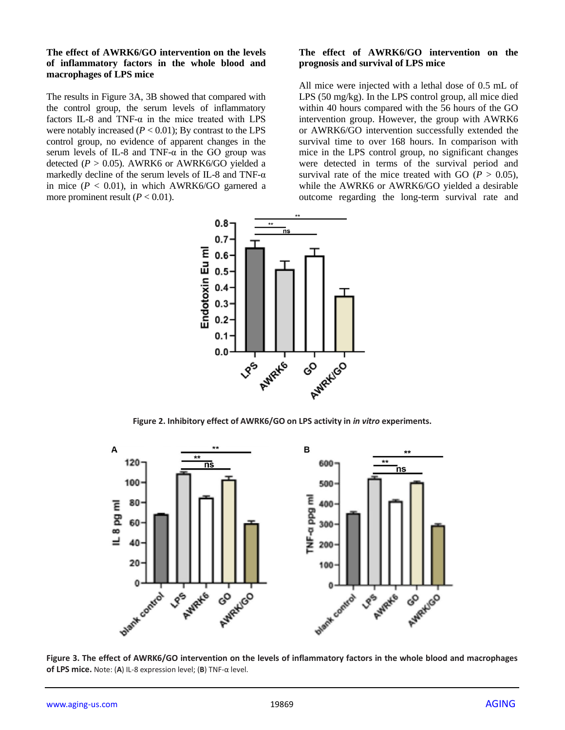### The effect of AWRK6/GO intervention on the levels of inflammatory factors in the whole blood and macrophages of LPS mice

The results in Figure 3A, 3B showed that compared with the control group, the serum levels of inflammatory factors IL-8 and TNF-α in the mice treated with LPS were notably increased ($P < 0.01$); By contrast to the LPS control group, no evidence of apparent changes in the serum levels of IL-8 and TNF-α in the GO group was detected ($P > 0.05$). AWRK6 or AWRK6/GO yielded a markedly decline of the serum levels of IL-8 and TNF-α in mice ($P < 0.01$), in which AWRK6/GO garnered a more prominent result ($P < 0.01$).

### The effect of AWRK6/GO intervention on the prognosis and survival of LPS mice

All mice were injected with a lethal dose of 0.5 mL of LPS (50 mg/kg). In the LPS control group, all mice died within 40 hours compared with the 56 hours of the GO intervention group. However, the group with AWRK6 or AWRK6/GO intervention successfully extended the survival time to over 168 hours. In comparison with mice in the LPS control group, no significant changes were detected in terms of the survival period and survival rate of the mice treated with GO ($P > 0.05$), while the AWRK6 or AWRK6/GO yielded a desirable outcome regarding the long-term survival rate and

**Figure 2. Inhibitory effect of AWRK6/GO on LPS activity in *in vitro* experiments.**

**Figure 3. The effect of AWRK6/GO intervention on the levels of inflammatory factors in the whole blood and macrophages of LPS mice.** Note: (**A**) IL-8 expression level; (**B**) TNF-α level.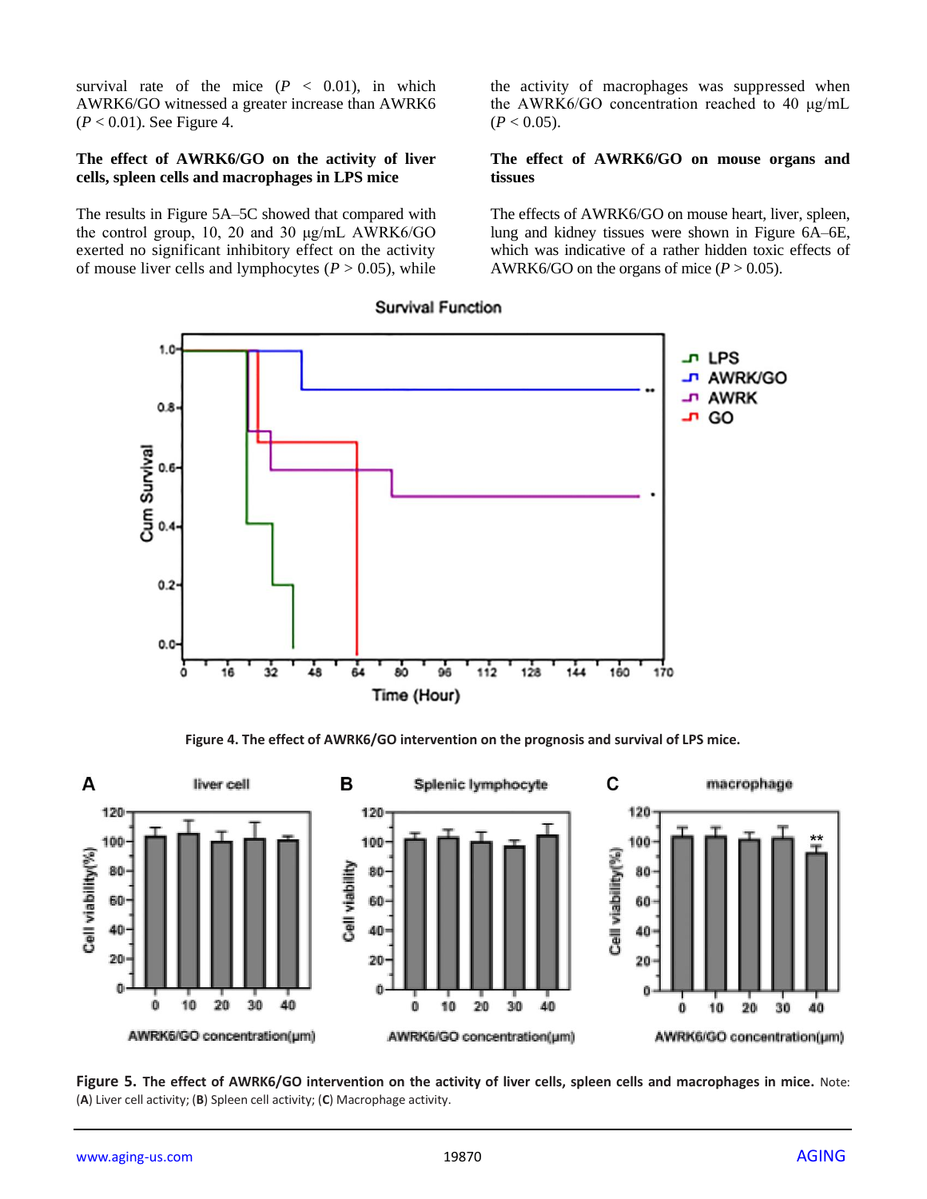survival rate of the mice ($P$ < 0.01), in which AWRK6/GO witnessed a greater increase than AWRK6 ($P$ < 0.01). See Figure 4.

### The effect of AWRK6/GO on the activity of liver cells, spleen cells and macrophages in LPS mice

The results in Figure 5A–5C showed that compared with the control group, 10, 20 and 30 μg/mL AWRK6/GO exerted no significant inhibitory effect on the activity of mouse liver cells and lymphocytes ($P$ > 0.05), while the activity of macrophages was suppressed when the AWRK6/GO concentration reached to 40 μg/mL ($P$ < 0.05).

### The effect of AWRK6/GO on mouse organs and tissues

The effects of AWRK6/GO on mouse heart, liver, spleen, lung and kidney tissues were shown in Figure 6A–6E, which was indicative of a rather hidden toxic effects of AWRK6/GO on the organs of mice ($P$ > 0.05).

**Figure 4. The effect of AWRK6/GO intervention on the prognosis and survival of LPS mice.**

**Figure 5. The effect of AWRK6/GO intervention on the activity of liver cells, spleen cells and macrophages in mice.** Note: (**A**) Liver cell activity; (**B**) Spleen cell activity; (**C**) Macrophage activity.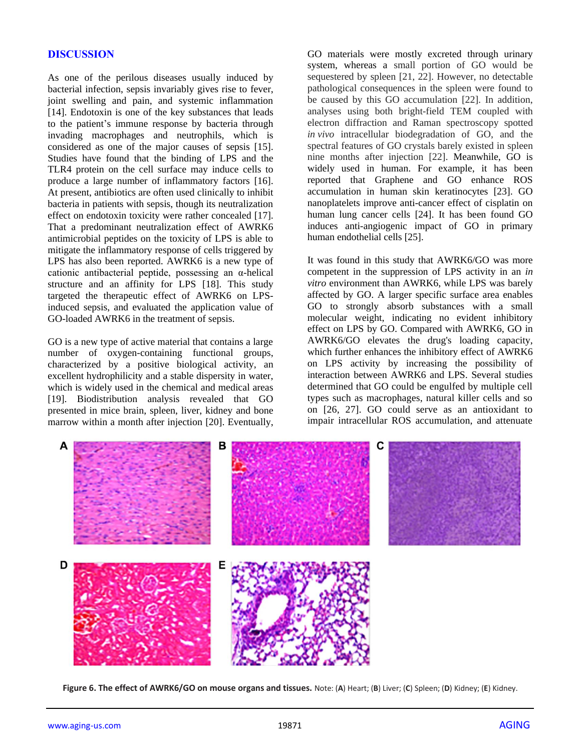## DISCUSSION

As one of the perilous diseases usually induced by bacterial infection, sepsis invariably gives rise to fever, joint swelling and pain, and systemic inflammation [14]. Endotoxin is one of the key substances that leads to the patient's immune response by bacteria through invading macrophages and neutrophils, which is considered as one of the major causes of sepsis [15]. Studies have found that the binding of LPS and the TLR4 protein on the cell surface may induce cells to produce a large number of inflammatory factors [16]. At present, antibiotics are often used clinically to inhibit bacteria in patients with sepsis, though its neutralization effect on endotoxin toxicity were rather concealed [17]. That a predominant neutralization effect of AWRK6 antimicrobial peptides on the toxicity of LPS is able to mitigate the inflammatory response of cells triggered by LPS has also been reported. AWRK6 is a new type of cationic antibacterial peptide, possessing an α-helical structure and an affinity for LPS [18]. This study targeted the therapeutic effect of AWRK6 on LPS-induced sepsis, and evaluated the application value of GO-loaded AWRK6 in the treatment of sepsis.

GO is a new type of active material that contains a large number of oxygen-containing functional groups, characterized by a positive biological activity, an excellent hydrophilicity and a stable dispersity in water, which is widely used in the chemical and medical areas [19]. Biodistribution analysis revealed that GO presented in mice brain, spleen, liver, kidney and bone marrow within a month after injection [20]. Eventually, GO materials were mostly excreted through urinary system, whereas a small portion of GO would be sequestered by spleen [21, 22]. However, no detectable pathological consequences in the spleen were found to be caused by this GO accumulation [22]. In addition, analyses using both bright-field TEM coupled with electron diffraction and Raman spectroscopy spotted *in vivo* intracellular biodegradation of GO, and the spectral features of GO crystals barely existed in spleen nine months after injection [22]. Meanwhile, GO is widely used in human. For example, it has been reported that Graphene and GO enhance ROS accumulation in human skin keratinocytes [23]. GO nanoplatelets improve anti-cancer effect of cisplatin on human lung cancer cells [24]. It has been found GO induces anti-angiogenic impact of GO in primary human endothelial cells [25].

It was found in this study that AWRK6/GO was more competent in the suppression of LPS activity in an *in vitro* environment than AWRK6, while LPS was barely affected by GO. A larger specific surface area enables GO to strongly absorb substances with a small molecular weight, indicating no evident inhibitory effect on LPS by GO. Compared with AWRK6, GO in AWRK6/GO elevates the drug's loading capacity, which further enhances the inhibitory effect of AWRK6 on LPS activity by increasing the possibility of interaction between AWRK6 and LPS. Several studies determined that GO could be engulfed by multiple cell types such as macrophages, natural killer cells and so on [26, 27]. GO could serve as an antioxidant to impair intracellular ROS accumulation, and attenuate

**Figure 6. The effect of AWRK6/GO on mouse organs and tissues.** Note: (**A**) Heart; (**B**) Liver; (**C**) Spleen; (**D**) Kidney; (**E**) Kidney.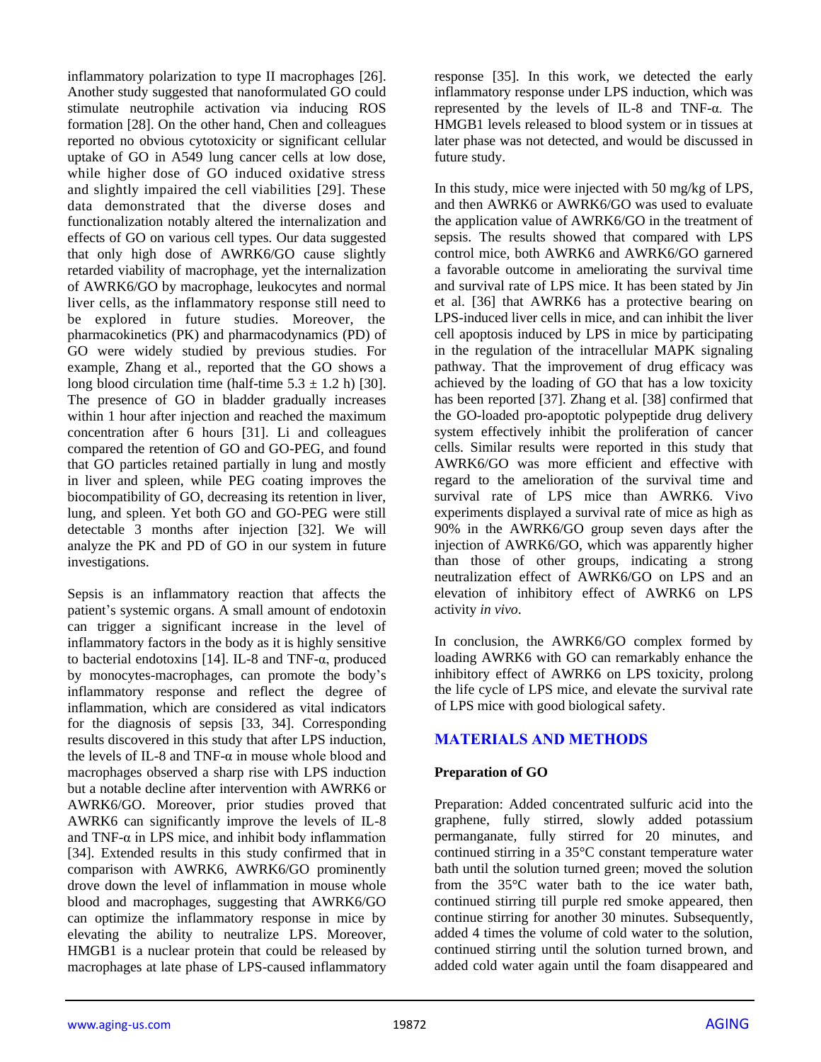inflammatory polarization to type II macrophages [26]. Another study suggested that nanoformulated GO could stimulate neutrophile activation via inducing ROS formation [28]. On the other hand, Chen and colleagues reported no obvious cytotoxicity or significant cellular uptake of GO in A549 lung cancer cells at low dose, while higher dose of GO induced oxidative stress and slightly impaired the cell viabilities [29]. These data demonstrated that the diverse doses and functionalization notably altered the internalization and effects of GO on various cell types. Our data suggested that only high dose of AWRK6/GO cause slightly retarded viability of macrophage, yet the internalization of AWRK6/GO by macrophage, leukocytes and normal liver cells, as the inflammatory response still need to be explored in future studies. Moreover, the pharmacokinetics (PK) and pharmacodynamics (PD) of GO were widely studied by previous studies. For example, Zhang et al., reported that the GO shows a long blood circulation time (half-time $5.3 \pm 1.2$ h) [30]. The presence of GO in bladder gradually increases within 1 hour after injection and reached the maximum concentration after 6 hours [31]. Li and colleagues compared the retention of GO and GO-PEG, and found that GO particles retained partially in lung and mostly in liver and spleen, while PEG coating improves the biocompatibility of GO, decreasing its retention in liver, lung, and spleen. Yet both GO and GO-PEG were still detectable 3 months after injection [32]. We will analyze the PK and PD of GO in our system in future investigations.

Sepsis is an inflammatory reaction that affects the patient's systemic organs. A small amount of endotoxin can trigger a significant increase in the level of inflammatory factors in the body as it is highly sensitive to bacterial endotoxins [14]. IL-8 and TNF-α, produced by monocytes-macrophages, can promote the body's inflammatory response and reflect the degree of inflammation, which are considered as vital indicators for the diagnosis of sepsis [33, 34]. Corresponding results discovered in this study that after LPS induction, the levels of IL-8 and TNF-α in mouse whole blood and macrophages observed a sharp rise with LPS induction but a notable decline after intervention with AWRK6 or AWRK6/GO. Moreover, prior studies proved that AWRK6 can significantly improve the levels of IL-8 and TNF-α in LPS mice, and inhibit body inflammation [34]. Extended results in this study confirmed that in comparison with AWRK6, AWRK6/GO prominently drove down the level of inflammation in mouse whole blood and macrophages, suggesting that AWRK6/GO can optimize the inflammatory response in mice by elevating the ability to neutralize LPS. Moreover, HMGB1 is a nuclear protein that could be released by macrophages at late phase of LPS-caused inflammatory response [35]. In this work, we detected the early inflammatory response under LPS induction, which was represented by the levels of IL-8 and TNF-α. The HMGB1 levels released to blood system or in tissues at later phase was not detected, and would be discussed in future study.

In this study, mice were injected with 50 mg/kg of LPS, and then AWRK6 or AWRK6/GO was used to evaluate the application value of AWRK6/GO in the treatment of sepsis. The results showed that compared with LPS control mice, both AWRK6 and AWRK6/GO garnered a favorable outcome in ameliorating the survival time and survival rate of LPS mice. It has been stated by Jin et al. [36] that AWRK6 has a protective bearing on LPS-induced liver cells in mice, and can inhibit the liver cell apoptosis induced by LPS in mice by participating in the regulation of the intracellular MAPK signaling pathway. That the improvement of drug efficacy was achieved by the loading of GO that has a low toxicity has been reported [37]. Zhang et al. [38] confirmed that the GO-loaded pro-apoptotic polypeptide drug delivery system effectively inhibit the proliferation of cancer cells. Similar results were reported in this study that AWRK6/GO was more efficient and effective with regard to the amelioration of the survival time and survival rate of LPS mice than AWRK6. Vivo experiments displayed a survival rate of mice as high as 90% in the AWRK6/GO group seven days after the injection of AWRK6/GO, which was apparently higher than those of other groups, indicating a strong neutralization effect of AWRK6/GO on LPS and an elevation of inhibitory effect of AWRK6 on LPS activity *in vivo*.

In conclusion, the AWRK6/GO complex formed by loading AWRK6 with GO can remarkably enhance the inhibitory effect of AWRK6 on LPS toxicity, prolong the life cycle of LPS mice, and elevate the survival rate of LPS mice with good biological safety.

## MATERIALS AND METHODS

### Preparation of GO

Preparation: Added concentrated sulfuric acid into the graphene, fully stirred, slowly added potassium permanganate, fully stirred for 20 minutes, and continued stirring in a 35°C constant temperature water bath until the solution turned green; moved the solution from the 35°C water bath to the ice water bath, continued stirring till purple red smoke appeared, then continue stirring for another 30 minutes. Subsequently, added 4 times the volume of cold water to the solution, continued stirring until the solution turned brown, and added cold water again until the foam disappeared and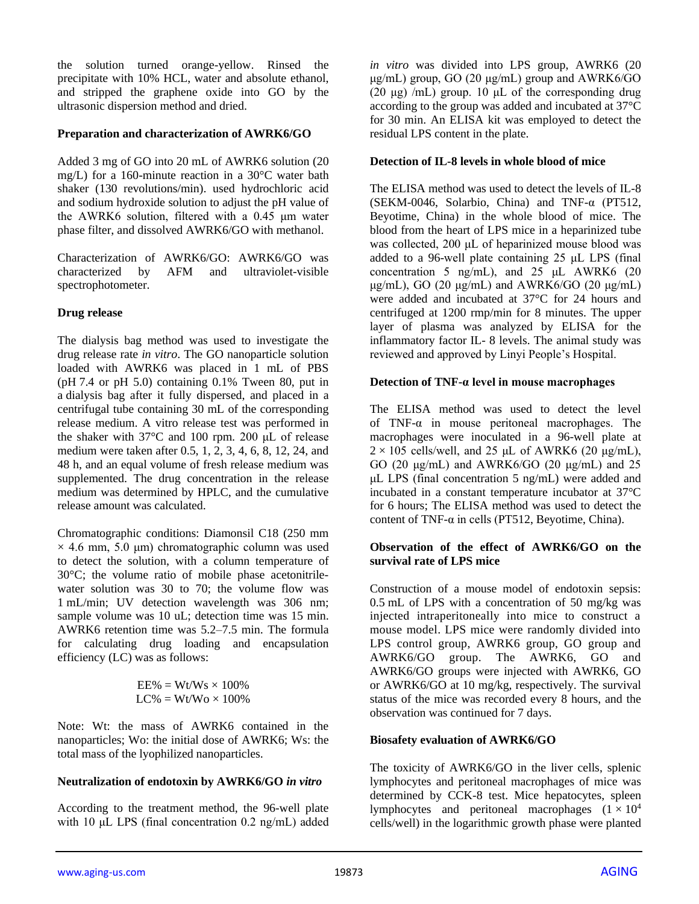the solution turned orange-yellow. Rinsed the precipitate with 10% HCL, water and absolute ethanol, and stripped the graphene oxide into GO by the ultrasonic dispersion method and dried.

**Preparation and characterization of AWRK6/GO**

Added 3 mg of GO into 20 mL of AWRK6 solution (20 mg/L) for a 160-minute reaction in a 30°C water bath shaker (130 revolutions/min). used hydrochloric acid and sodium hydroxide solution to adjust the pH value of the AWRK6 solution, filtered with a 0.45 μm water phase filter, and dissolved AWRK6/GO with methanol.

Characterization of AWRK6/GO: AWRK6/GO was characterized by AFM and ultraviolet-visible spectrophotometer.

**Drug release**

The dialysis bag method was used to investigate the drug release rate *in vitro*. The GO nanoparticle solution loaded with AWRK6 was placed in 1 mL of PBS (pH 7.4 or pH 5.0) containing 0.1% Tween 80, put in a dialysis bag after it fully dispersed, and placed in a centrifugal tube containing 30 mL of the corresponding release medium. A vitro release test was performed in the shaker with 37°C and 100 rpm. 200 μL of release medium were taken after 0.5, 1, 2, 3, 4, 6, 8, 12, 24, and 48 h, and an equal volume of fresh release medium was supplemented. The drug concentration in the release medium was determined by HPLC, and the cumulative release amount was calculated.

Chromatographic conditions: Diamonsil C18 (250 mm × 4.6 mm, 5.0 μm) chromatographic column was used to detect the solution, with a column temperature of 30°C; the volume ratio of mobile phase acetonitrile-water solution was 30 to 70; the volume flow was 1 mL/min; UV detection wavelength was 306 nm; sample volume was 10 uL; detection time was 15 min. AWRK6 retention time was 5.2–7.5 min. The formula for calculating drug loading and encapsulation efficiency (LC) was as follows:

$$EE\% = Wt/Ws \times 100\%$$
$$LC\% = Wt/Wo \times 100\%$$

Note: Wt: the mass of AWRK6 contained in the nanoparticles; Wo: the initial dose of AWRK6; Ws: the total mass of the lyophilized nanoparticles.

**Neutralization of endotoxin by AWRK6/GO *in vitro***

According to the treatment method, the 96-well plate with 10 μL LPS (final concentration 0.2 ng/mL) added *in vitro* was divided into LPS group, AWRK6 (20 μg/mL) group, GO (20 μg/mL) group and AWRK6/GO (20 μg) /mL) group. 10 μL of the corresponding drug according to the group was added and incubated at 37°C for 30 min. An ELISA kit was employed to detect the residual LPS content in the plate.

**Detection of IL-8 levels in whole blood of mice**

The ELISA method was used to detect the levels of IL-8 (SEKM-0046, Solarbio, China) and TNF-α (PT512, Beyotime, China) in the whole blood of mice. The blood from the heart of LPS mice in a heparinized tube was collected, 200 μL of heparinized mouse blood was added to a 96-well plate containing 25 μL LPS (final concentration 5 ng/mL), and 25 μL AWRK6 (20 μg/mL), GO (20 μg/mL) and AWRK6/GO (20 μg/mL) were added and incubated at 37°C for 24 hours and centrifuged at 1200 rmp/min for 8 minutes. The upper layer of plasma was analyzed by ELISA for the inflammatory factor IL- 8 levels. The animal study was reviewed and approved by Linyi People's Hospital.

**Detection of TNF-α level in mouse macrophages**

The ELISA method was used to detect the level of TNF-α in mouse peritoneal macrophages. The macrophages were inoculated in a 96-well plate at 2 × 105 cells/well, and 25 μL of AWRK6 (20 μg/mL), GO (20 μg/mL) and AWRK6/GO (20 μg/mL) and 25 μL LPS (final concentration 5 ng/mL) were added and incubated in a constant temperature incubator at 37°C for 6 hours; The ELISA method was used to detect the content of TNF-α in cells (PT512, Beyotime, China).

**Observation of the effect of AWRK6/GO on the survival rate of LPS mice**

Construction of a mouse model of endotoxin sepsis: 0.5 mL of LPS with a concentration of 50 mg/kg was injected intraperitoneally into mice to construct a mouse model. LPS mice were randomly divided into LPS control group, AWRK6 group, GO group and AWRK6/GO group. The AWRK6, GO and AWRK6/GO groups were injected with AWRK6, GO or AWRK6/GO at 10 mg/kg, respectively. The survival status of the mice was recorded every 8 hours, and the observation was continued for 7 days.

**Biosafety evaluation of AWRK6/GO**

The toxicity of AWRK6/GO in the liver cells, splenic lymphocytes and peritoneal macrophages of mice was determined by CCK-8 test. Mice hepatocytes, spleen lymphocytes and peritoneal macrophages ($1 \times 10^4$ cells/well) in the logarithmic growth phase were planted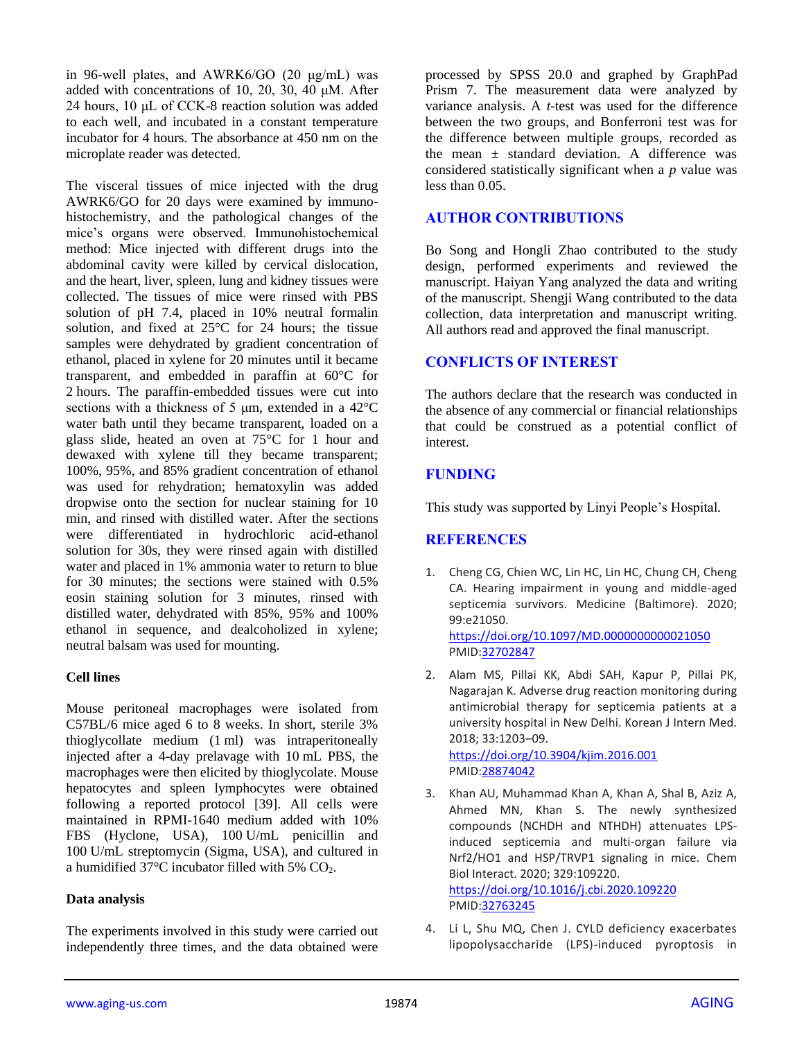in 96-well plates, and AWRK6/GO (20 μg/mL) was added with concentrations of 10, 20, 30, 40 μM. After 24 hours, 10 μL of CCK-8 reaction solution was added to each well, and incubated in a constant temperature incubator for 4 hours. The absorbance at 450 nm on the microplate reader was detected.

The visceral tissues of mice injected with the drug AWRK6/GO for 20 days were examined by immunohistochemistry, and the pathological changes of the mice's organs were observed. Immunohistochemical method: Mice injected with different drugs into the abdominal cavity were killed by cervical dislocation, and the heart, liver, spleen, lung and kidney tissues were collected. The tissues of mice were rinsed with PBS solution of pH 7.4, placed in 10% neutral formalin solution, and fixed at 25°C for 24 hours; the tissue samples were dehydrated by gradient concentration of ethanol, placed in xylene for 20 minutes until it became transparent, and embedded in paraffin at 60°C for 2 hours. The paraffin-embedded tissues were cut into sections with a thickness of 5 μm, extended in a 42°C water bath until they became transparent, loaded on a glass slide, heated an oven at 75°C for 1 hour and dewaxed with xylene till they became transparent; 100%, 95%, and 85% gradient concentration of ethanol was used for rehydration; hematoxylin was added dropwise onto the section for nuclear staining for 10 min, and rinsed with distilled water. After the sections were differentiated in hydrochloric acid-ethanol solution for 30s, they were rinsed again with distilled water and placed in 1% ammonia water to return to blue for 30 minutes; the sections were stained with 0.5% eosin staining solution for 3 minutes, rinsed with distilled water, dehydrated with 85%, 95% and 100% ethanol in sequence, and dealcoholized in xylene; neutral balsam was used for mounting.

### Cell lines

Mouse peritoneal macrophages were isolated from C57BL/6 mice aged 6 to 8 weeks. In short, sterile 3% thioglycollate medium (1 ml) was intraperitoneally injected after a 4-day prelavage with 10 mL PBS, the macrophages were then elicited by thioglycolate. Mouse hepatocytes and spleen lymphocytes were obtained following a reported protocol [39]. All cells were maintained in RPMI-1640 medium added with 10% FBS (Hyclone, USA), 100 U/mL penicillin and 100 U/mL streptomycin (Sigma, USA), and cultured in a humidified 37°C incubator filled with 5% $CO_2$.

### Data analysis

The experiments involved in this study were carried out independently three times, and the data obtained were processed by SPSS 20.0 and graphed by GraphPad Prism 7. The measurement data were analyzed by variance analysis. A *t*-test was used for the difference between the two groups, and Bonferroni test was for the difference between multiple groups, recorded as the mean ± standard deviation. A difference was considered statistically significant when a *p* value was less than 0.05.

## AUTHOR CONTRIBUTIONS

Bo Song and Hongli Zhao contributed to the study design, performed experiments and reviewed the manuscript. Haiyan Yang analyzed the data and writing of the manuscript. Shengji Wang contributed to the data collection, data interpretation and manuscript writing. All authors read and approved the final manuscript.

## CONFLICTS OF INTEREST

The authors declare that the research was conducted in the absence of any commercial or financial relationships that could be construed as a potential conflict of interest.

## FUNDING

This study was supported by Linyi People's Hospital.

## REFERENCES

1. Cheng CG, Chien WC, Lin HC, Lin HC, Chung CH, Cheng CA. Hearing impairment in young and middle-aged septicemia survivors. Medicine (Baltimore). 2020; 99:e21050. https://doi.org/10.1097/MD.0000000000021050 PMID:32702847

2. Alam MS, Pillai KK, Abdi SAH, Kapur P, Pillai PK, Nagarajan K. Adverse drug reaction monitoring during antimicrobial therapy for septicemia patients at a university hospital in New Delhi. Korean J Intern Med. 2018; 33:1203–09. https://doi.org/10.3904/kjim.2016.001 PMID:28874042

3. Khan AU, Muhammad Khan A, Khan A, Shal B, Aziz A, Ahmed MN, Khan S. The newly synthesized compounds (NCHDH and NTHDH) attenuates LPS-induced septicemia and multi-organ failure via Nrf2/HO1 and HSP/TRVP1 signaling in mice. Chem Biol Interact. 2020; 329:109220. https://doi.org/10.1016/j.cbi.2020.109220 PMID:32763245

4. Li L, Shu MQ, Chen J. CYLD deficiency exacerbates lipopolysaccharide (LPS)-induced pyroptosis in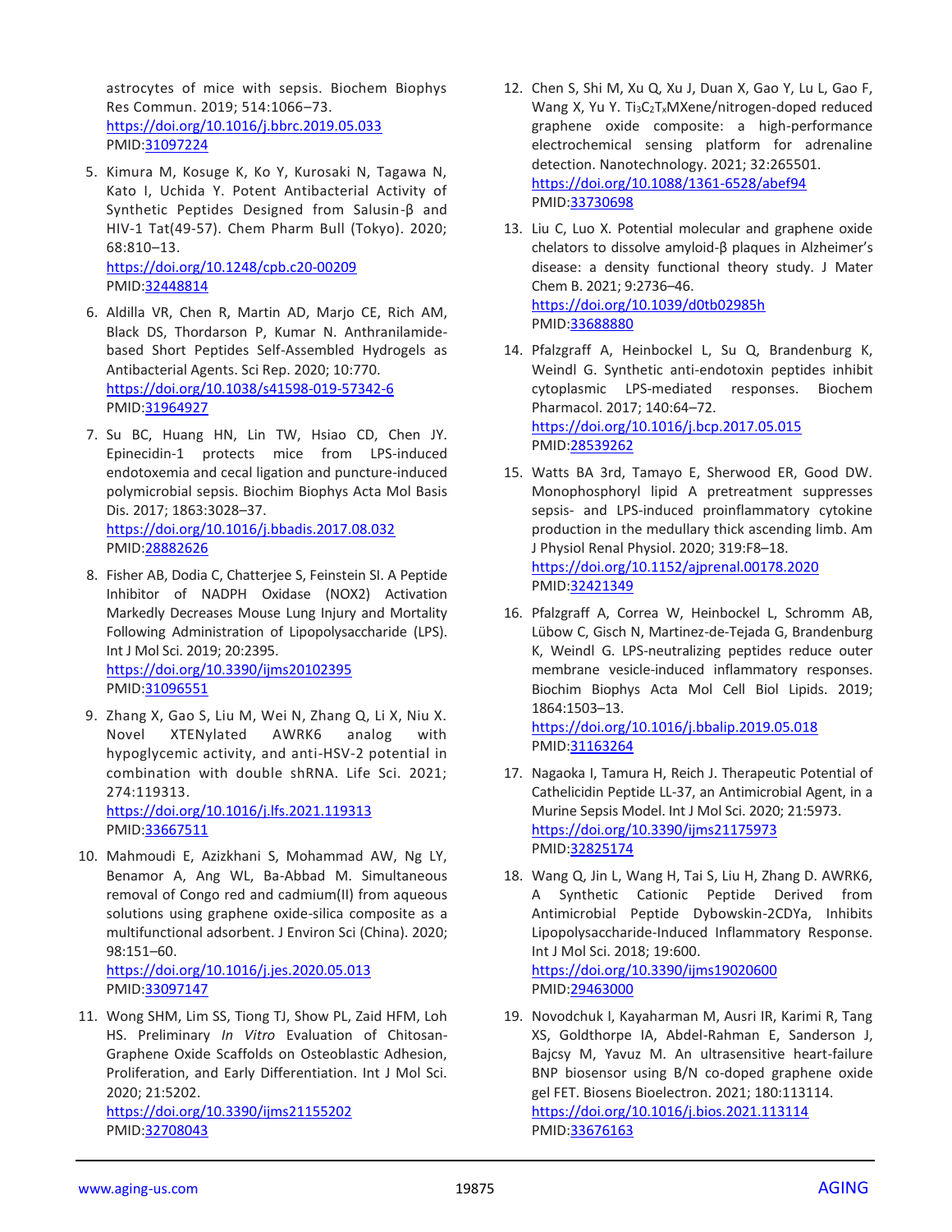astrocytes of mice with sepsis. Biochem Biophys Res Commun. 2019; 514:1066–73.
https://doi.org/10.1016/j.bbrc.2019.05.033
PMID:31097224

5. Kimura M, Kosuge K, Ko Y, Kurosaki N, Tagawa N, Kato I, Uchida Y. Potent Antibacterial Activity of Synthetic Peptides Designed from Salusin-β and HIV-1 Tat(49-57). Chem Pharm Bull (Tokyo). 2020; 68:810–13.
https://doi.org/10.1248/cpb.c20-00209
PMID:32448814

6. Aldilla VR, Chen R, Martin AD, Marjo CE, Rich AM, Black DS, Thordarson P, Kumar N. Anthranilamide-based Short Peptides Self-Assembled Hydrogels as Antibacterial Agents. Sci Rep. 2020; 10:770.
https://doi.org/10.1038/s41598-019-57342-6
PMID:31964927

7. Su BC, Huang HN, Lin TW, Hsiao CD, Chen JY. Epinecidin-1 protects mice from LPS-induced endotoxemia and cecal ligation and puncture-induced polymicrobial sepsis. Biochim Biophys Acta Mol Basis Dis. 2017; 1863:3028–37.
https://doi.org/10.1016/j.bbadis.2017.08.032
PMID:28882626

8. Fisher AB, Dodia C, Chatterjee S, Feinstein SI. A Peptide Inhibitor of NADPH Oxidase (NOX2) Activation Markedly Decreases Mouse Lung Injury and Mortality Following Administration of Lipopolysaccharide (LPS). Int J Mol Sci. 2019; 20:2395.
https://doi.org/10.3390/ijms20102395
PMID:31096551

9. Zhang X, Gao S, Liu M, Wei N, Zhang Q, Li X, Niu X. Novel XTENylated AWRK6 analog with hypoglycemic activity, and anti-HSV-2 potential in combination with double shRNA. Life Sci. 2021; 274:119313.
https://doi.org/10.1016/j.lfs.2021.119313
PMID:33667511

10. Mahmoudi E, Azizkhani S, Mohammad AW, Ng LY, Benamor A, Ang WL, Ba-Abbad M. Simultaneous removal of Congo red and cadmium(II) from aqueous solutions using graphene oxide-silica composite as a multifunctional adsorbent. J Environ Sci (China). 2020; 98:151–60.
https://doi.org/10.1016/j.jes.2020.05.013
PMID:33097147

11. Wong SHM, Lim SS, Tiong TJ, Show PL, Zaid HFM, Loh HS. Preliminary *In Vitro* Evaluation of Chitosan-Graphene Oxide Scaffolds on Osteoblastic Adhesion, Proliferation, and Early Differentiation. Int J Mol Sci. 2020; 21:5202.
https://doi.org/10.3390/ijms21155202
PMID:32708043

12. Chen S, Shi M, Xu Q, Xu J, Duan X, Gao Y, Lu L, Gao F, Wang X, Yu Y. $Ti_3C_2T_x$MXene/nitrogen-doped reduced graphene oxide composite: a high-performance electrochemical sensing platform for adrenaline detection. Nanotechnology. 2021; 32:265501.
https://doi.org/10.1088/1361-6528/abef94
PMID:33730698

13. Liu C, Luo X. Potential molecular and graphene oxide chelators to dissolve amyloid-β plaques in Alzheimer's disease: a density functional theory study. J Mater Chem B. 2021; 9:2736–46.
https://doi.org/10.1039/d0tb02985h
PMID:33688880

14. Pfalzgraff A, Heinbockel L, Su Q, Brandenburg K, Weindl G. Synthetic anti-endotoxin peptides inhibit cytoplasmic LPS-mediated responses. Biochem Pharmacol. 2017; 140:64–72.
https://doi.org/10.1016/j.bcp.2017.05.015
PMID:28539262

15. Watts BA 3rd, Tamayo E, Sherwood ER, Good DW. Monophosphoryl lipid A pretreatment suppresses sepsis- and LPS-induced proinflammatory cytokine production in the medullary thick ascending limb. Am J Physiol Renal Physiol. 2020; 319:F8–18.
https://doi.org/10.1152/ajprenal.00178.2020
PMID:32421349

16. Pfalzgraff A, Correa W, Heinbockel L, Schromm AB, Lübow C, Gisch N, Martinez-de-Tejada G, Brandenburg K, Weindl G. LPS-neutralizing peptides reduce outer membrane vesicle-induced inflammatory responses. Biochim Biophys Acta Mol Cell Biol Lipids. 2019; 1864:1503–13.
https://doi.org/10.1016/j.bbalip.2019.05.018
PMID:31163264

17. Nagaoka I, Tamura H, Reich J. Therapeutic Potential of Cathelicidin Peptide LL-37, an Antimicrobial Agent, in a Murine Sepsis Model. Int J Mol Sci. 2020; 21:5973.
https://doi.org/10.3390/ijms21175973
PMID:32825174

18. Wang Q, Jin L, Wang H, Tai S, Liu H, Zhang D. AWRK6, A Synthetic Cationic Peptide Derived from Antimicrobial Peptide Dybowskin-2CDYa, Inhibits Lipopolysaccharide-Induced Inflammatory Response. Int J Mol Sci. 2018; 19:600.
https://doi.org/10.3390/ijms19020600
PMID:29463000

19. Novodchuk I, Kayaharman M, Ausri IR, Karimi R, Tang XS, Goldthorpe IA, Abdel-Rahman E, Sanderson J, Bajcsy M, Yavuz M. An ultrasensitive heart-failure BNP biosensor using B/N co-doped graphene oxide gel FET. Biosens Bioelectron. 2021; 180:113114.
https://doi.org/10.1016/j.bios.2021.113114
PMID:33676163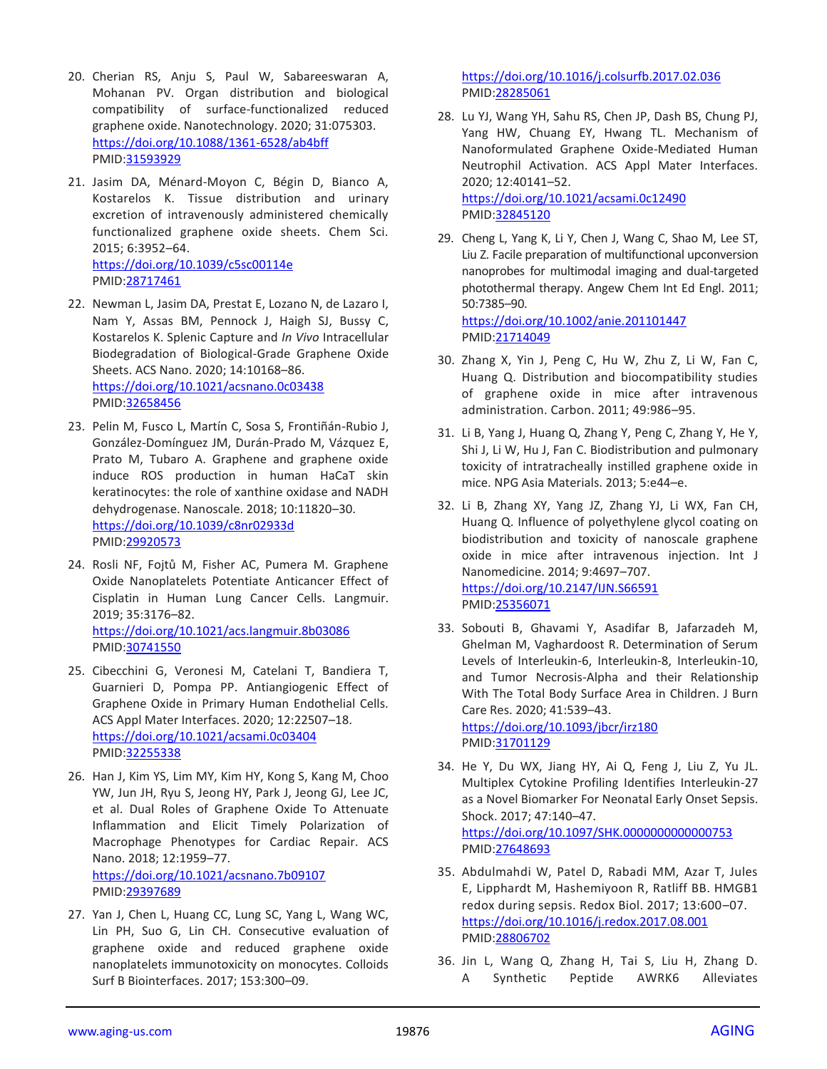20. Cherian RS, Anju S, Paul W, Sabareeswaran A, Mohanan PV. Organ distribution and biological compatibility of surface-functionalized reduced graphene oxide. Nanotechnology. 2020; 31:075303. https://doi.org/10.1088/1361-6528/ab4bff PMID:31593929

21. Jasim DA, Ménard-Moyon C, Bégin D, Bianco A, Kostarelos K. Tissue distribution and urinary excretion of intravenously administered chemically functionalized graphene oxide sheets. Chem Sci. 2015; 6:3952–64. https://doi.org/10.1039/c5sc00114e PMID:28717461

22. Newman L, Jasim DA, Prestat E, Lozano N, de Lazaro I, Nam Y, Assas BM, Pennock J, Haigh SJ, Bussy C, Kostarelos K. Splenic Capture and *In Vivo* Intracellular Biodegradation of Biological-Grade Graphene Oxide Sheets. ACS Nano. 2020; 14:10168–86. https://doi.org/10.1021/acsnano.0c03438 PMID:32658456

23. Pelin M, Fusco L, Martín C, Sosa S, Frontiñán-Rubio J, González-Domínguez JM, Durán-Prado M, Vázquez E, Prato M, Tubaro A. Graphene and graphene oxide induce ROS production in human HaCaT skin keratinocytes: the role of xanthine oxidase and NADH dehydrogenase. Nanoscale. 2018; 10:11820–30. https://doi.org/10.1039/c8nr02933d PMID:29920573

24. Rosli NF, Fojtů M, Fisher AC, Pumera M. Graphene Oxide Nanoplatelets Potentiate Anticancer Effect of Cisplatin in Human Lung Cancer Cells. Langmuir. 2019; 35:3176–82. https://doi.org/10.1021/acs.langmuir.8b03086 PMID:30741550

25. Cibecchini G, Veronesi M, Catelani T, Bandiera T, Guarnieri D, Pompa PP. Antiangiogenic Effect of Graphene Oxide in Primary Human Endothelial Cells. ACS Appl Mater Interfaces. 2020; 12:22507–18. https://doi.org/10.1021/acsami.0c03404 PMID:32255338

26. Han J, Kim YS, Lim MY, Kim HY, Kong S, Kang M, Choo YW, Jun JH, Ryu S, Jeong HY, Park J, Jeong GJ, Lee JC, et al. Dual Roles of Graphene Oxide To Attenuate Inflammation and Elicit Timely Polarization of Macrophage Phenotypes for Cardiac Repair. ACS Nano. 2018; 12:1959–77. https://doi.org/10.1021/acsnano.7b09107 PMID:29397689

27. Yan J, Chen L, Huang CC, Lung SC, Yang L, Wang WC, Lin PH, Suo G, Lin CH. Consecutive evaluation of graphene oxide and reduced graphene oxide nanoplatelets immunotoxicity on monocytes. Colloids Surf B Biointerfaces. 2017; 153:300–09. https://doi.org/10.1016/j.colsurfb.2017.02.036 PMID:28285061

28. Lu YJ, Wang YH, Sahu RS, Chen JP, Dash BS, Chung PJ, Yang HW, Chuang EY, Hwang TL. Mechanism of Nanoformulated Graphene Oxide-Mediated Human Neutrophil Activation. ACS Appl Mater Interfaces. 2020; 12:40141–52. https://doi.org/10.1021/acsami.0c12490 PMID:32845120

29. Cheng L, Yang K, Li Y, Chen J, Wang C, Shao M, Lee ST, Liu Z. Facile preparation of multifunctional upconversion nanoprobes for multimodal imaging and dual-targeted photothermal therapy. Angew Chem Int Ed Engl. 2011; 50:7385–90. https://doi.org/10.1002/anie.201101447 PMID:21714049

30. Zhang X, Yin J, Peng C, Hu W, Zhu Z, Li W, Fan C, Huang Q. Distribution and biocompatibility studies of graphene oxide in mice after intravenous administration. Carbon. 2011; 49:986–95.

31. Li B, Yang J, Huang Q, Zhang Y, Peng C, Zhang Y, He Y, Shi J, Li W, Hu J, Fan C. Biodistribution and pulmonary toxicity of intratracheally instilled graphene oxide in mice. NPG Asia Materials. 2013; 5:e44–e.

32. Li B, Zhang XY, Yang JZ, Zhang YJ, Li WX, Fan CH, Huang Q. Influence of polyethylene glycol coating on biodistribution and toxicity of nanoscale graphene oxide in mice after intravenous injection. Int J Nanomedicine. 2014; 9:4697–707. https://doi.org/10.2147/IJN.S66591 PMID:25356071

33. Sobouti B, Ghavami Y, Asadifar B, Jafarzadeh M, Ghelman M, Vaghardoost R. Determination of Serum Levels of Interleukin-6, Interleukin-8, Interleukin-10, and Tumor Necrosis-Alpha and their Relationship With The Total Body Surface Area in Children. J Burn Care Res. 2020; 41:539–43. https://doi.org/10.1093/jbcr/irz180 PMID:31701129

34. He Y, Du WX, Jiang HY, Ai Q, Feng J, Liu Z, Yu JL. Multiplex Cytokine Profiling Identifies Interleukin-27 as a Novel Biomarker For Neonatal Early Onset Sepsis. Shock. 2017; 47:140–47. https://doi.org/10.1097/SHK.0000000000000753 PMID:27648693

35. Abdulmahdi W, Patel D, Rabadi MM, Azar T, Jules E, Lipphardt M, Hashemiyoon R, Ratliff BB. HMGB1 redox during sepsis. Redox Biol. 2017; 13:600–07. https://doi.org/10.1016/j.redox.2017.08.001 PMID:28806702

36. Jin L, Wang Q, Zhang H, Tai S, Liu H, Zhang D. A Synthetic Peptide AWRK6 Alleviates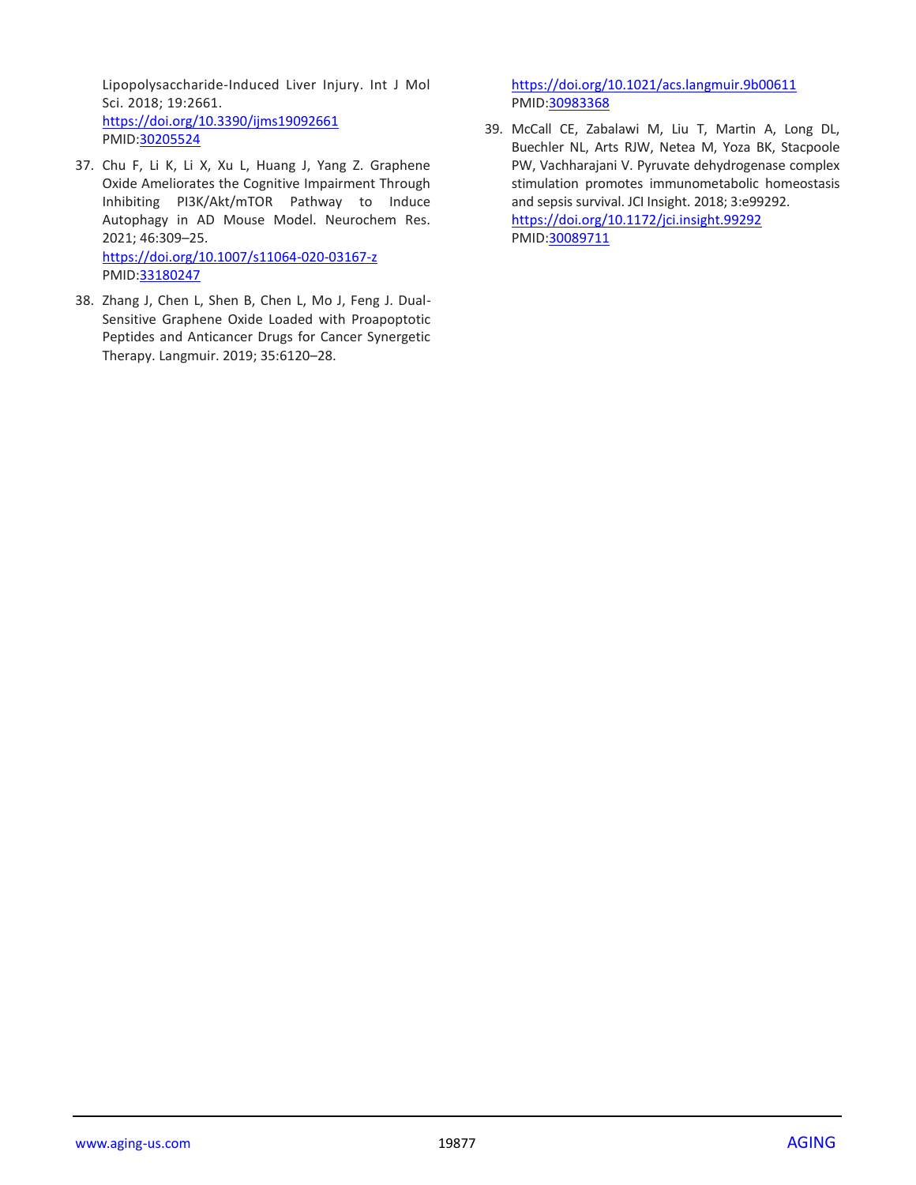Lipopolysaccharide-Induced Liver Injury. Int J Mol Sci. 2018; 19:2661.
https://doi.org/10.3390/ijms19092661
PMID:30205524

37. Chu F, Li K, Li X, Xu L, Huang J, Yang Z. Graphene Oxide Ameliorates the Cognitive Impairment Through Inhibiting PI3K/Akt/mTOR Pathway to Induce Autophagy in AD Mouse Model. Neurochem Res. 2021; 46:309–25.
https://doi.org/10.1007/s11064-020-03167-z
PMID:33180247

38. Zhang J, Chen L, Shen B, Chen L, Mo J, Feng J. Dual-Sensitive Graphene Oxide Loaded with Proapoptotic Peptides and Anticancer Drugs for Cancer Synergetic Therapy. Langmuir. 2019; 35:6120–28.
https://doi.org/10.1021/acs.langmuir.9b00611
PMID:30983368

39. McCall CE, Zabalawi M, Liu T, Martin A, Long DL, Buechler NL, Arts RJW, Netea M, Yoza BK, Stacpoole PW, Vachharajani V. Pyruvate dehydrogenase complex stimulation promotes immunometabolic homeostasis and sepsis survival. JCI Insight. 2018; 3:e99292.
https://doi.org/10.1172/jci.insight.99292
PMID:30089711